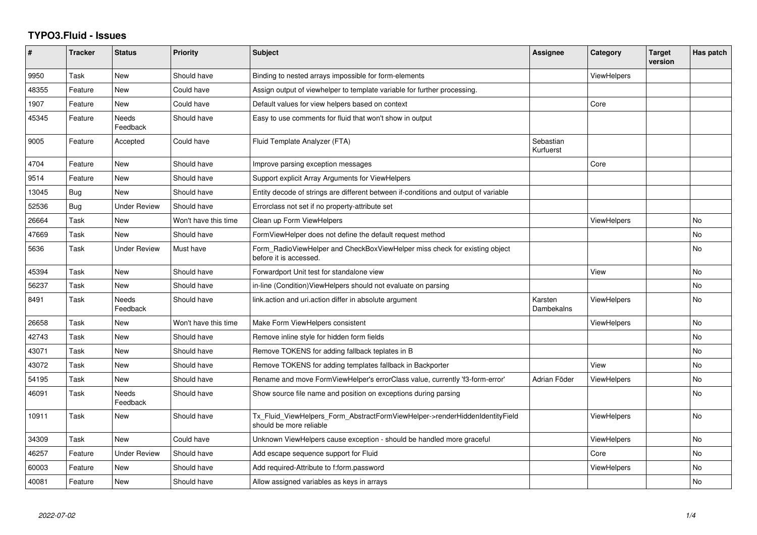# TYPO3.Fluid - Issues

| # | Tracker | Status | Priority | Subject | Assignee | Category | Target version | Has patch |
|---|---|---|---|---|---|---|---|---|
| 9950 | Task | New | Should have | Binding to nested arrays impossible for form-elements | | ViewHelpers | | |
| 48355 | Feature | New | Could have | Assign output of viewhelper to template variable for further processing. | | | | |
| 1907 | Feature | New | Could have | Default values for view helpers based on context | | Core | | |
| 45345 | Feature | Needs Feedback | Should have | Easy to use comments for fluid that won't show in output | | | | |
| 9005 | Feature | Accepted | Could have | Fluid Template Analyzer (FTA) | Sebastian Kurfuerst | | | |
| 4704 | Feature | New | Should have | Improve parsing exception messages | | Core | | |
| 9514 | Feature | New | Should have | Support explicit Array Arguments for ViewHelpers | | | | |
| 13045 | Bug | New | Should have | Entity decode of strings are different between if-conditions and output of variable | | | | |
| 52536 | Bug | Under Review | Should have | Errorclass not set if no property-attribute set | | | | |
| 26664 | Task | New | Won't have this time | Clean up Form ViewHelpers | | ViewHelpers | | No |
| 47669 | Task | New | Should have | FormViewHelper does not define the default request method | | | | No |
| 5636 | Task | Under Review | Must have | Form_RadioViewHelper and CheckBoxViewHelper miss check for existing object before it is accessed. | | | | No |
| 45394 | Task | New | Should have | Forwardport Unit test for standalone view | | View | | No |
| 56237 | Task | New | Should have | in-line (Condition)ViewHelpers should not evaluate on parsing | | | | No |
| 8491 | Task | Needs Feedback | Should have | link.action and uri.action differ in absolute argument | Karsten Dambekalns | ViewHelpers | | No |
| 26658 | Task | New | Won't have this time | Make Form ViewHelpers consistent | | ViewHelpers | | No |
| 42743 | Task | New | Should have | Remove inline style for hidden form fields | | | | No |
| 43071 | Task | New | Should have | Remove TOKENS for adding fallback teplates in B | | | | No |
| 43072 | Task | New | Should have | Remove TOKENS for adding templates fallback in Backporter | | View | | No |
| 54195 | Task | New | Should have | Rename and move FormViewHelper's errorClass value, currently 'f3-form-error' | Adrian Föder | ViewHelpers | | No |
| 46091 | Task | Needs Feedback | Should have | Show source file name and position on exceptions during parsing | | | | No |
| 10911 | Task | New | Should have | Tx_Fluid_ViewHelpers_Form_AbstractFormViewHelper->renderHiddenIdentityField should be more reliable | | ViewHelpers | | No |
| 34309 | Task | New | Could have | Unknown ViewHelpers cause exception - should be handled more graceful | | ViewHelpers | | No |
| 46257 | Feature | Under Review | Should have | Add escape sequence support for Fluid | | Core | | No |
| 60003 | Feature | New | Should have | Add required-Attribute to f:form.password | | ViewHelpers | | No |
| 40081 | Feature | New | Should have | Allow assigned variables as keys in arrays | | | | No |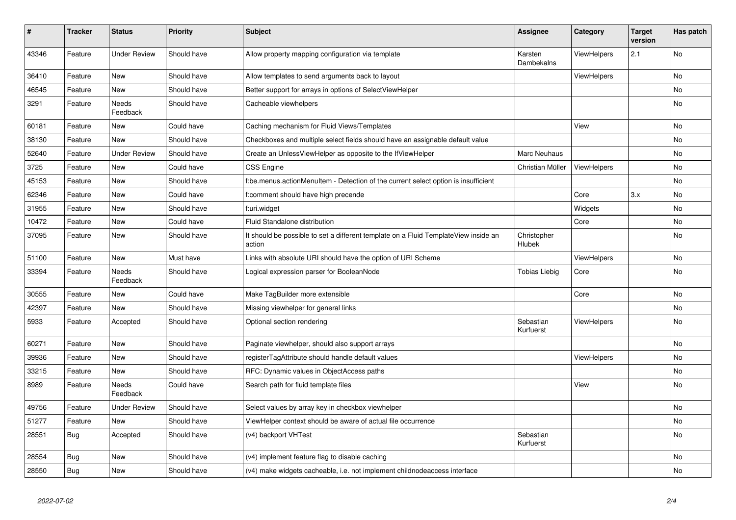| # | Tracker | Status | Priority | Subject | Assignee | Category | Target version | Has patch |
| --- | --- | --- | --- | --- | --- | --- | --- | --- |
| 43346 | Feature | Under Review | Should have | Allow property mapping configuration via template | Karsten Dambekalns | ViewHelpers | 2.1 | No |
| 36410 | Feature | New | Should have | Allow templates to send arguments back to layout | | ViewHelpers | | No |
| 46545 | Feature | New | Should have | Better support for arrays in options of SelectViewHelper | | | | No |
| 3291 | Feature | Needs Feedback | Should have | Cacheable viewhelpers | | | | No |
| 60181 | Feature | New | Could have | Caching mechanism for Fluid Views/Templates | | View | | No |
| 38130 | Feature | New | Should have | Checkboxes and multiple select fields should have an assignable default value | | | | No |
| 52640 | Feature | Under Review | Should have | Create an UnlessViewHelper as opposite to the IfViewHelper | Marc Neuhaus | | | No |
| 3725 | Feature | New | Could have | CSS Engine | Christian Müller | ViewHelpers | | No |
| 45153 | Feature | New | Should have | f:be.menus.actionMenuItem - Detection of the current select option is insufficient | | | | No |
| 62346 | Feature | New | Could have | f:comment should have high precende | | Core | 3.x | No |
| 31955 | Feature | New | Should have | f:uri.widget | | Widgets | | No |
| 10472 | Feature | New | Could have | Fluid Standalone distribution | | Core | | No |
| 37095 | Feature | New | Should have | It should be possible to set a different template on a Fluid TemplateView inside an action | Christopher Hlubek | | | No |
| 51100 | Feature | New | Must have | Links with absolute URI should have the option of URI Scheme | | ViewHelpers | | No |
| 33394 | Feature | Needs Feedback | Should have | Logical expression parser for BooleanNode | Tobias Liebig | Core | | No |
| 30555 | Feature | New | Could have | Make TagBuilder more extensible | | Core | | No |
| 42397 | Feature | New | Should have | Missing viewhelper for general links | | | | No |
| 5933 | Feature | Accepted | Should have | Optional section rendering | Sebastian Kurfuerst | ViewHelpers | | No |
| 60271 | Feature | New | Should have | Paginate viewhelper, should also support arrays | | | | No |
| 39936 | Feature | New | Should have | registerTagAttribute should handle default values | | ViewHelpers | | No |
| 33215 | Feature | New | Should have | RFC: Dynamic values in ObjectAccess paths | | | | No |
| 8989 | Feature | Needs Feedback | Could have | Search path for fluid template files | | View | | No |
| 49756 | Feature | Under Review | Should have | Select values by array key in checkbox viewhelper | | | | No |
| 51277 | Feature | New | Should have | ViewHelper context should be aware of actual file occurrence | | | | No |
| 28551 | Bug | Accepted | Should have | (v4) backport VHTest | Sebastian Kurfuerst | | | No |
| 28554 | Bug | New | Should have | (v4) implement feature flag to disable caching | | | | No |
| 28550 | Bug | New | Should have | (v4) make widgets cacheable, i.e. not implement childnodeaccess interface | | | | No |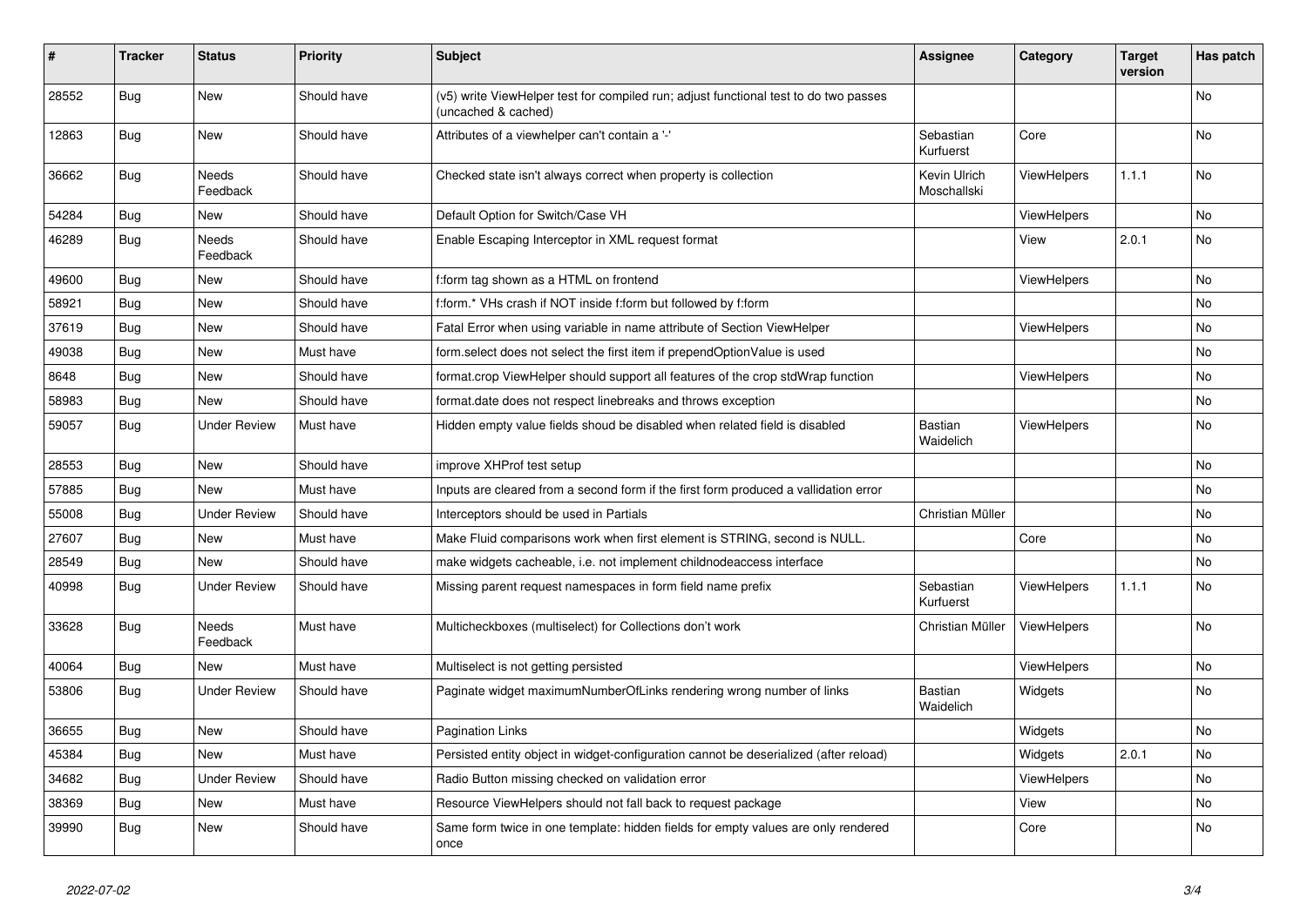| # | Tracker | Status | Priority | Subject | Assignee | Category | Target version | Has patch |
|---|---|---|---|---|---|---|---|---|
| 28552 | Bug | New | Should have | (v5) write ViewHelper test for compiled run; adjust functional test to do two passes (uncached & cached) | | | | No |
| 12863 | Bug | New | Should have | Attributes of a viewhelper can't contain a '-' | Sebastian Kurfuerst | Core | | No |
| 36662 | Bug | Needs Feedback | Should have | Checked state isn't always correct when property is collection | Kevin Ulrich Moschallski | ViewHelpers | 1.1.1 | No |
| 54284 | Bug | New | Should have | Default Option for Switch/Case VH | | ViewHelpers | | No |
| 46289 | Bug | Needs Feedback | Should have | Enable Escaping Interceptor in XML request format | | View | 2.0.1 | No |
| 49600 | Bug | New | Should have | f:form tag shown as a HTML on frontend | | ViewHelpers | | No |
| 58921 | Bug | New | Should have | f:form.* VHs crash if NOT inside f:form but followed by f:form | | | | No |
| 37619 | Bug | New | Should have | Fatal Error when using variable in name attribute of Section ViewHelper | | ViewHelpers | | No |
| 49038 | Bug | New | Must have | form.select does not select the first item if prependOptionValue is used | | | | No |
| 8648 | Bug | New | Should have | format.crop ViewHelper should support all features of the crop stdWrap function | | ViewHelpers | | No |
| 58983 | Bug | New | Should have | format.date does not respect linebreaks and throws exception | | | | No |
| 59057 | Bug | Under Review | Must have | Hidden empty value fields shoud be disabled when related field is disabled | Bastian Waidelich | ViewHelpers | | No |
| 28553 | Bug | New | Should have | improve XHProf test setup | | | | No |
| 57885 | Bug | New | Must have | Inputs are cleared from a second form if the first form produced a vallidation error | | | | No |
| 55008 | Bug | Under Review | Should have | Interceptors should be used in Partials | Christian Müller | | | No |
| 27607 | Bug | New | Must have | Make Fluid comparisons work when first element is STRING, second is NULL. | | Core | | No |
| 28549 | Bug | New | Should have | make widgets cacheable, i.e. not implement childnodeaccess interface | | | | No |
| 40998 | Bug | Under Review | Should have | Missing parent request namespaces in form field name prefix | Sebastian Kurfuerst | ViewHelpers | 1.1.1 | No |
| 33628 | Bug | Needs Feedback | Must have | Multicheckboxes (multiselect) for Collections don't work | Christian Müller | ViewHelpers | | No |
| 40064 | Bug | New | Must have | Multiselect is not getting persisted | | ViewHelpers | | No |
| 53806 | Bug | Under Review | Should have | Paginate widget maximumNumberOfLinks rendering wrong number of links | Bastian Waidelich | Widgets | | No |
| 36655 | Bug | New | Should have | Pagination Links | | Widgets | | No |
| 45384 | Bug | New | Must have | Persisted entity object in widget-configuration cannot be deserialized (after reload) | | Widgets | 2.0.1 | No |
| 34682 | Bug | Under Review | Should have | Radio Button missing checked on validation error | | ViewHelpers | | No |
| 38369 | Bug | New | Must have | Resource ViewHelpers should not fall back to request package | | View | | No |
| 39990 | Bug | New | Should have | Same form twice in one template: hidden fields for empty values are only rendered once | | Core | | No |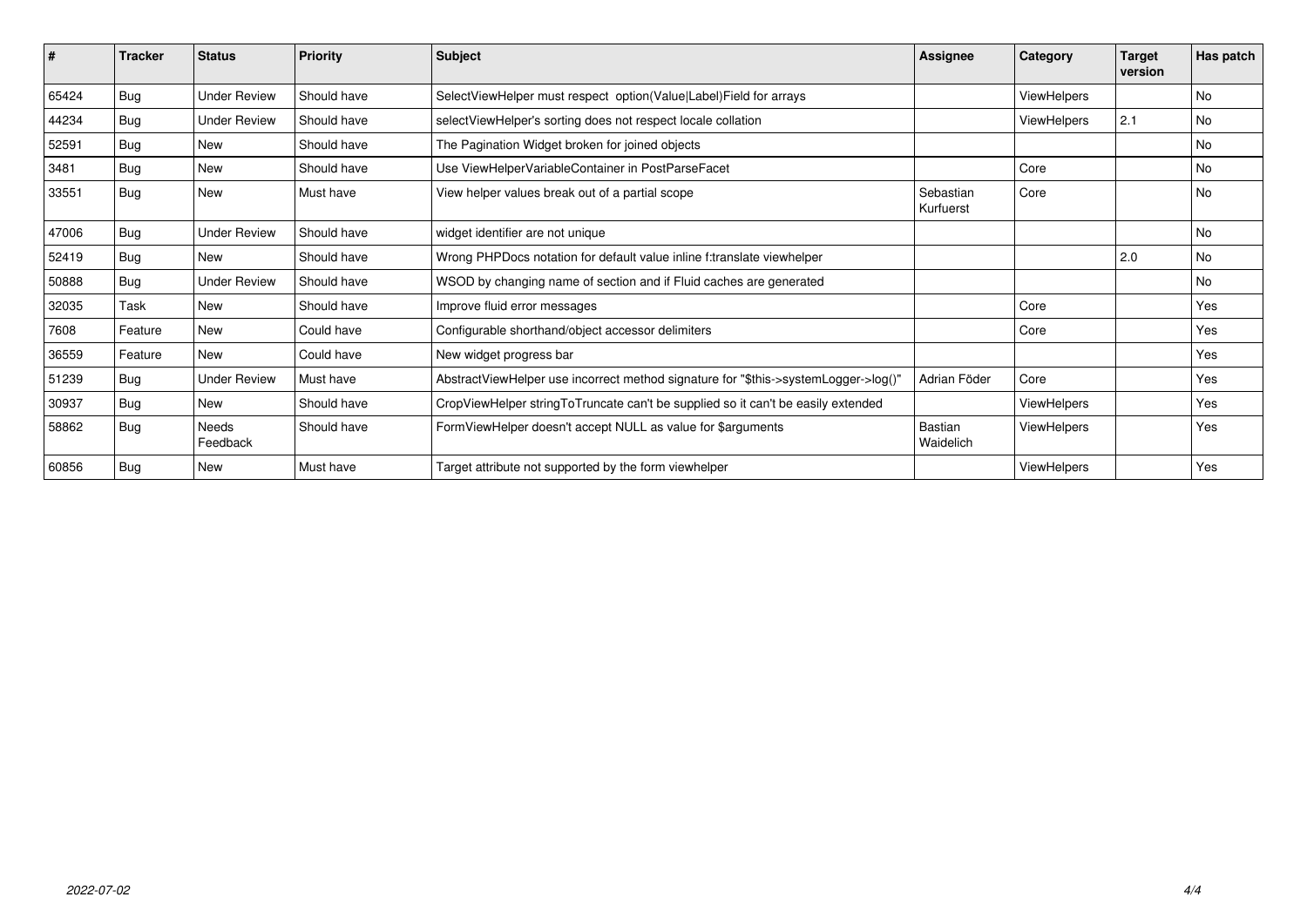| # | Tracker | Status | Priority | Subject | Assignee | Category | Target version | Has patch |
|---|---|---|---|---|---|---|---|---|
| 65424 | Bug | Under Review | Should have | SelectViewHelper must respect option(Value\|Label)Field for arrays | | ViewHelpers | | No |
| 44234 | Bug | Under Review | Should have | selectViewHelper's sorting does not respect locale collation | | ViewHelpers | 2.1 | No |
| 52591 | Bug | New | Should have | The Pagination Widget broken for joined objects | | | | No |
| 3481 | Bug | New | Should have | Use ViewHelperVariableContainer in PostParseFacet | | Core | | No |
| 33551 | Bug | New | Must have | View helper values break out of a partial scope | Sebastian Kurfuerst | Core | | No |
| 47006 | Bug | Under Review | Should have | widget identifier are not unique | | | | No |
| 52419 | Bug | New | Should have | Wrong PHPDocs notation for default value inline f:translate viewhelper | | | 2.0 | No |
| 50888 | Bug | Under Review | Should have | WSOD by changing name of section and if Fluid caches are generated | | | | No |
| 32035 | Task | New | Should have | Improve fluid error messages | | Core | | Yes |
| 7608 | Feature | New | Could have | Configurable shorthand/object accessor delimiters | | Core | | Yes |
| 36559 | Feature | New | Could have | New widget progress bar | | | | Yes |
| 51239 | Bug | Under Review | Must have | AbstractViewHelper use incorrect method signature for "$this->systemLogger->log()" | Adrian Föder | Core | | Yes |
| 30937 | Bug | New | Should have | CropViewHelper stringToTruncate can't be supplied so it can't be easily extended | | ViewHelpers | | Yes |
| 58862 | Bug | Needs Feedback | Should have | FormViewHelper doesn't accept NULL as value for $arguments | Bastian Waidelich | ViewHelpers | | Yes |
| 60856 | Bug | New | Must have | Target attribute not supported by the form viewhelper | | ViewHelpers | | Yes |

*2022-07-02*